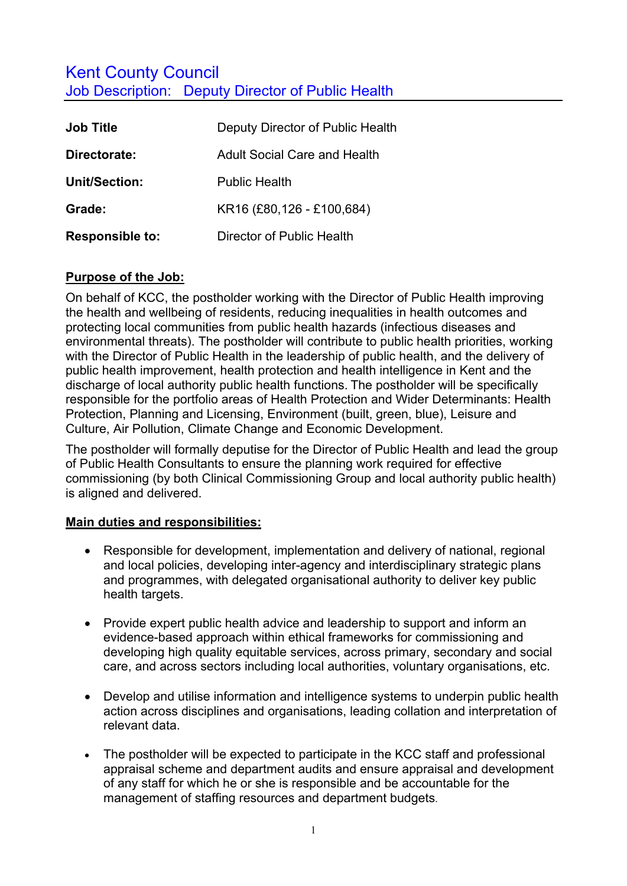# Kent County Council

## Job Description: Deputy Director of Public Health

| | |
|---|---|
| **Job Title** | Deputy Director of Public Health |
| **Directorate:** | Adult Social Care and Health |
| **Unit/Section:** | Public Health |
| **Grade:** | KR16 (£80,126 - £100,684) |
| **Responsible to:** | Director of Public Health |

**Purpose of the Job:**

On behalf of KCC, the postholder working with the Director of Public Health improving the health and wellbeing of residents, reducing inequalities in health outcomes and protecting local communities from public health hazards (infectious diseases and environmental threats). The postholder will contribute to public health priorities, working with the Director of Public Health in the leadership of public health, and the delivery of public health improvement, health protection and health intelligence in Kent and the discharge of local authority public health functions. The postholder will be specifically responsible for the portfolio areas of Health Protection and Wider Determinants: Health Protection, Planning and Licensing, Environment (built, green, blue), Leisure and Culture, Air Pollution, Climate Change and Economic Development.

The postholder will formally deputise for the Director of Public Health and lead the group of Public Health Consultants to ensure the planning work required for effective commissioning (by both Clinical Commissioning Group and local authority public health) is aligned and delivered.

**Main duties and responsibilities:**

- Responsible for development, implementation and delivery of national, regional and local policies, developing inter-agency and interdisciplinary strategic plans and programmes, with delegated organisational authority to deliver key public health targets.
- Provide expert public health advice and leadership to support and inform an evidence-based approach within ethical frameworks for commissioning and developing high quality equitable services, across primary, secondary and social care, and across sectors including local authorities, voluntary organisations, etc.
- Develop and utilise information and intelligence systems to underpin public health action across disciplines and organisations, leading collation and interpretation of relevant data.
- The postholder will be expected to participate in the KCC staff and professional appraisal scheme and department audits and ensure appraisal and development of any staff for which he or she is responsible and be accountable for the management of staffing resources and department budgets.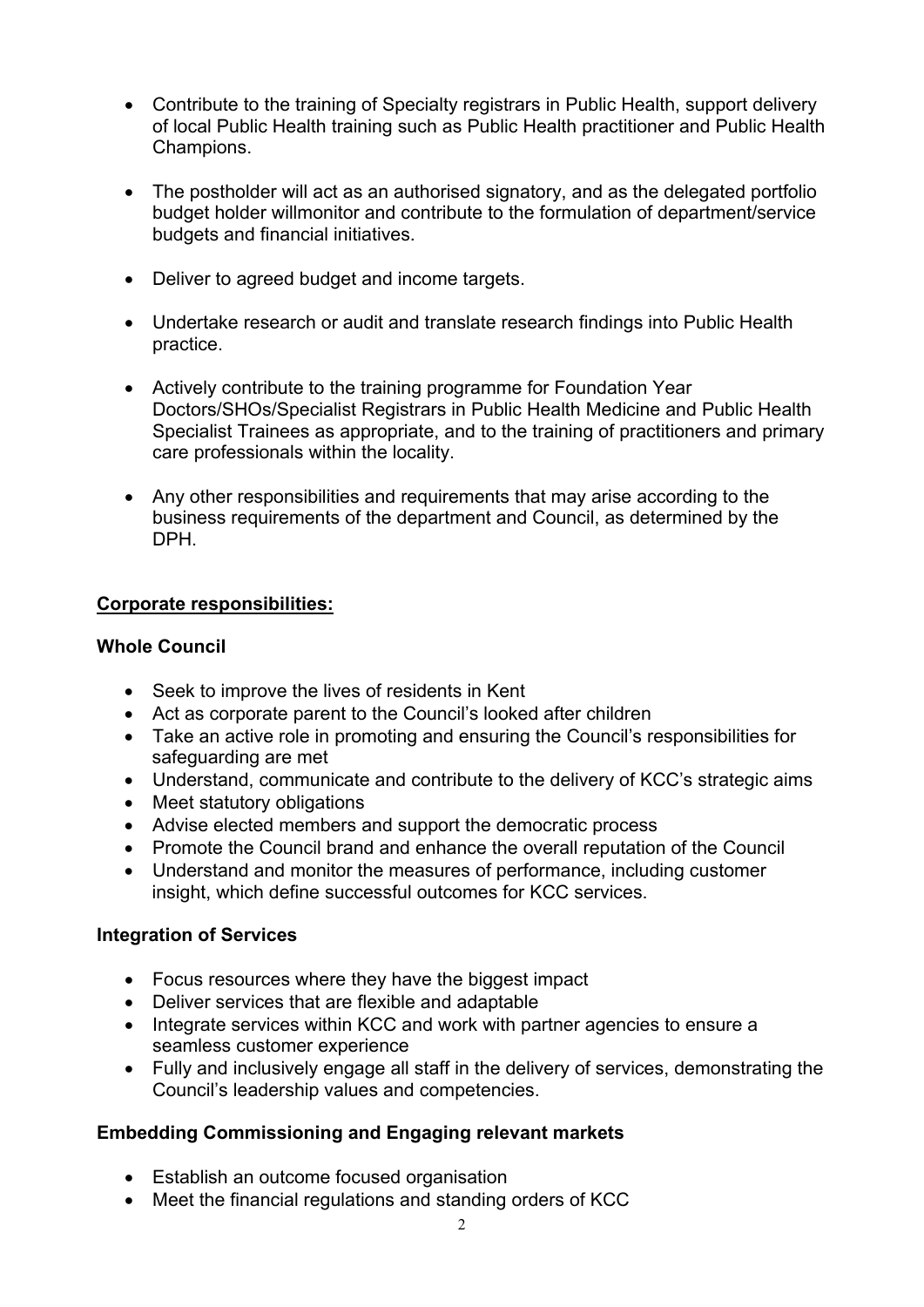- Contribute to the training of Specialty registrars in Public Health, support delivery of local Public Health training such as Public Health practitioner and Public Health Champions.

- The postholder will act as an authorised signatory, and as the delegated portfolio budget holder willmonitor and contribute to the formulation of department/service budgets and financial initiatives.

- Deliver to agreed budget and income targets.

- Undertake research or audit and translate research findings into Public Health practice.

- Actively contribute to the training programme for Foundation Year Doctors/SHOs/Specialist Registrars in Public Health Medicine and Public Health Specialist Trainees as appropriate, and to the training of practitioners and primary care professionals within the locality.

- Any other responsibilities and requirements that may arise according to the business requirements of the department and Council, as determined by the DPH.

## Corporate responsibilities:

### Whole Council

- Seek to improve the lives of residents in Kent
- Act as corporate parent to the Council's looked after children
- Take an active role in promoting and ensuring the Council's responsibilities for safeguarding are met
- Understand, communicate and contribute to the delivery of KCC's strategic aims
- Meet statutory obligations
- Advise elected members and support the democratic process
- Promote the Council brand and enhance the overall reputation of the Council
- Understand and monitor the measures of performance, including customer insight, which define successful outcomes for KCC services.

### Integration of Services

- Focus resources where they have the biggest impact
- Deliver services that are flexible and adaptable
- Integrate services within KCC and work with partner agencies to ensure a seamless customer experience
- Fully and inclusively engage all staff in the delivery of services, demonstrating the Council's leadership values and competencies.

### Embedding Commissioning and Engaging relevant markets

- Establish an outcome focused organisation
- Meet the financial regulations and standing orders of KCC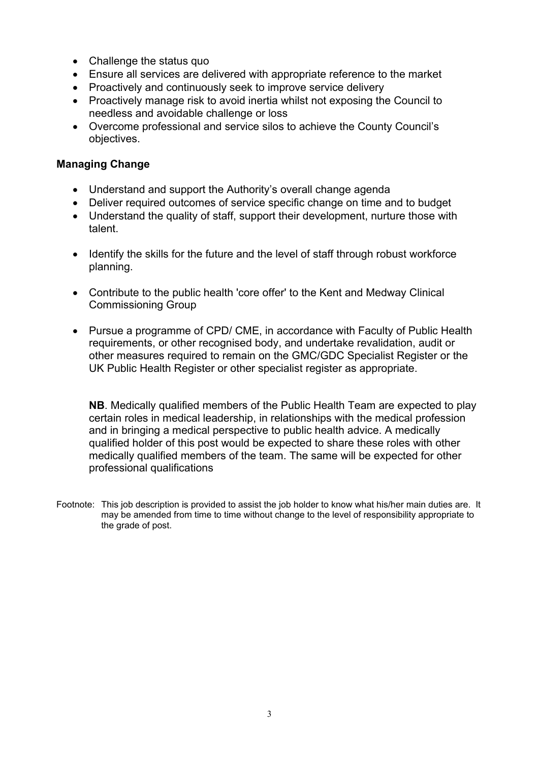- Challenge the status quo
- Ensure all services are delivered with appropriate reference to the market
- Proactively and continuously seek to improve service delivery
- Proactively manage risk to avoid inertia whilst not exposing the Council to needless and avoidable challenge or loss
- Overcome professional and service silos to achieve the County Council's objectives.

**Managing Change**

- Understand and support the Authority's overall change agenda
- Deliver required outcomes of service specific change on time and to budget
- Understand the quality of staff, support their development, nurture those with talent.
- Identify the skills for the future and the level of staff through robust workforce planning.
- Contribute to the public health 'core offer' to the Kent and Medway Clinical Commissioning Group
- Pursue a programme of CPD/ CME, in accordance with Faculty of Public Health requirements, or other recognised body, and undertake revalidation, audit or other measures required to remain on the GMC/GDC Specialist Register or the UK Public Health Register or other specialist register as appropriate.

  **NB**. Medically qualified members of the Public Health Team are expected to play certain roles in medical leadership, in relationships with the medical profession and in bringing a medical perspective to public health advice. A medically qualified holder of this post would be expected to share these roles with other medically qualified members of the team. The same will be expected for other professional qualifications

Footnote: This job description is provided to assist the job holder to know what his/her main duties are. It may be amended from time to time without change to the level of responsibility appropriate to the grade of post.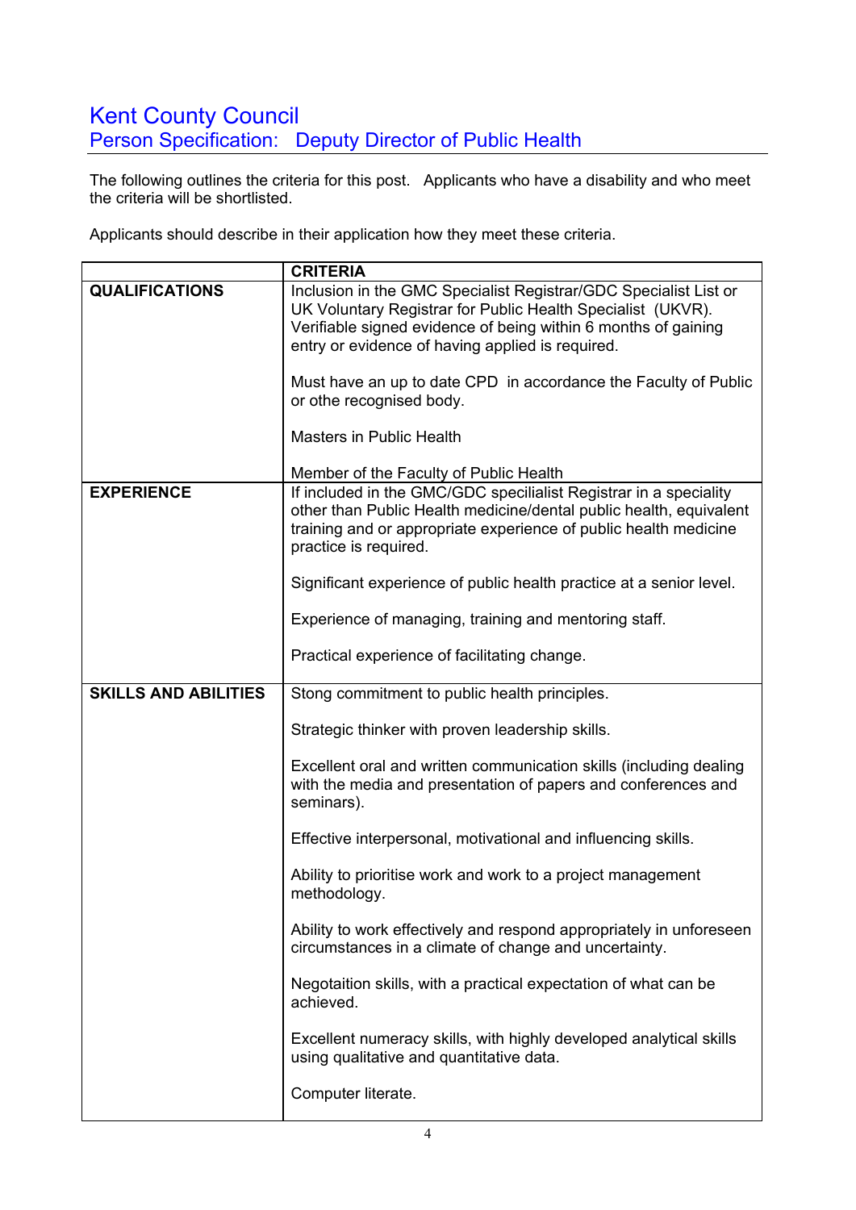# Kent County Council

## Person Specification: Deputy Director of Public Health

The following outlines the criteria for this post. Applicants who have a disability and who meet the criteria will be shortlisted.

Applicants should describe in their application how they meet these criteria.

| | CRITERIA |
|---|---|
| **QUALIFICATIONS** | Inclusion in the GMC Specialist Registrar/GDC Specialist List or UK Voluntary Registrar for Public Health Specialist (UKVR). Verifiable signed evidence of being within 6 months of gaining entry or evidence of having applied is required.<br><br>Must have an up to date CPD in accordance the Faculty of Public or othe recognised body.<br><br>Masters in Public Health<br><br>Member of the Faculty of Public Health |
| **EXPERIENCE** | If included in the GMC/GDC speciliaist Registrar in a speciality other than Public Health medicine/dental public health, equivalent training and or appropriate experience of public health medicine practice is required.<br><br>Significant experience of public health practice at a senior level.<br><br>Experience of managing, training and mentoring staff.<br><br>Practical experience of facilitating change. |
| **SKILLS AND ABILITIES** | Stong commitment to public health principles.<br><br>Strategic thinker with proven leadership skills.<br><br>Excellent oral and written communication skills (including dealing with the media and presentation of papers and conferences and seminars).<br><br>Effective interpersonal, motivational and influencing skills.<br><br>Ability to prioritise work and work to a project management methodology.<br><br>Ability to work effectively and respond appropriately in unforeseen circumstances in a climate of change and uncertainty.<br><br>Negotaition skills, with a practical expectation of what can be achieved.<br><br>Excellent numeracy skills, with highly developed analytical skills using qualitative and quantitative data.<br><br>Computer literate. |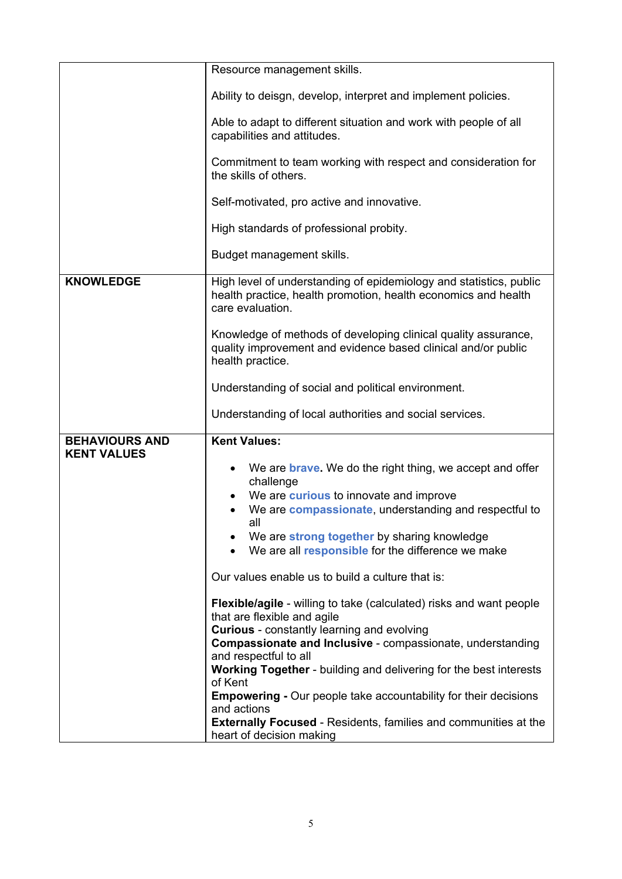| | |
|---|---|
| | Resource management skills.<br><br>Ability to deisgn, develop, interpret and implement policies.<br><br>Able to adapt to different situation and work with people of all capabilities and attitudes.<br><br>Commitment to team working with respect and consideration for the skills of others.<br><br>Self-motivated, pro active and innovative.<br><br>High standards of professional probity.<br><br>Budget management skills. |
| **KNOWLEDGE** | High level of understanding of epidemiology and statistics, public health practice, health promotion, health economics and health care evaluation.<br><br>Knowledge of methods of developing clinical quality assurance, quality improvement and evidence based clinical and/or public health practice.<br><br>Understanding of social and political environment.<br><br>Understanding of local authorities and social services. |
| **BEHAVIOURS AND KENT VALUES** | **Kent Values:**<br><br>• We are **brave.** We do the right thing, we accept and offer challenge<br>• We are **curious** to innovate and improve<br>• We are **compassionate**, understanding and respectful to all<br>• We are **strong together** by sharing knowledge<br>• We are all **responsible** for the difference we make<br><br>Our values enable us to build a culture that is:<br><br>**Flexible/agile** - willing to take (calculated) risks and want people that are flexible and agile<br>**Curious** - constantly learning and evolving<br>**Compassionate and Inclusive** - compassionate, understanding and respectful to all<br>**Working Together** - building and delivering for the best interests of Kent<br>**Empowering -** Our people take accountability for their decisions and actions<br>**Externally Focused** - Residents, families and communities at the heart of decision making |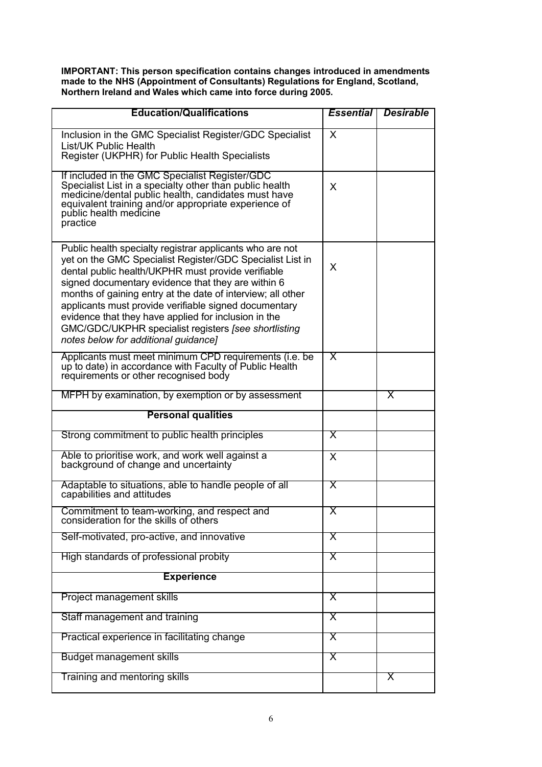**IMPORTANT: This person specification contains changes introduced in amendments made to the NHS (Appointment of Consultants) Regulations for England, Scotland, Northern Ireland and Wales which came into force during 2005.**

| **Education/Qualifications** | ***Essential*** | ***Desirable*** |
|---|---|---|
| Inclusion in the GMC Specialist Register/GDC Specialist List/UK Public Health Register (UKPHR) for Public Health Specialists | X | |
| If included in the GMC Specialist Register/GDC Specialist List in a specialty other than public health medicine/dental public health, candidates must have equivalent training and/or appropriate experience of public health medicine practice | X | |
| Public health specialty registrar applicants who are not yet on the GMC Specialist Register/GDC Specialist List in dental public health/UKPHR must provide verifiable signed documentary evidence that they are within 6 months of gaining entry at the date of interview; all other applicants must provide verifiable signed documentary evidence that they have applied for inclusion in the GMC/GDC/UKPHR specialist registers *[see shortlisting notes below for additional guidance]* | X | |
| Applicants must meet minimum CPD requirements (i.e. be up to date) in accordance with Faculty of Public Health requirements or other recognised body | X | |
| MFPH by examination, by exemption or by assessment | | X |
| **Personal qualities** | | |
| Strong commitment to public health principles | X | |
| Able to prioritise work, and work well against a background of change and uncertainty | X | |
| Adaptable to situations, able to handle people of all capabilities and attitudes | X | |
| Commitment to team-working, and respect and consideration for the skills of others | X | |
| Self-motivated, pro-active, and innovative | X | |
| High standards of professional probity | X | |
| **Experience** | | |
| Project management skills | X | |
| Staff management and training | X | |
| Practical experience in facilitating change | X | |
| Budget management skills | X | |
| Training and mentoring skills | | X |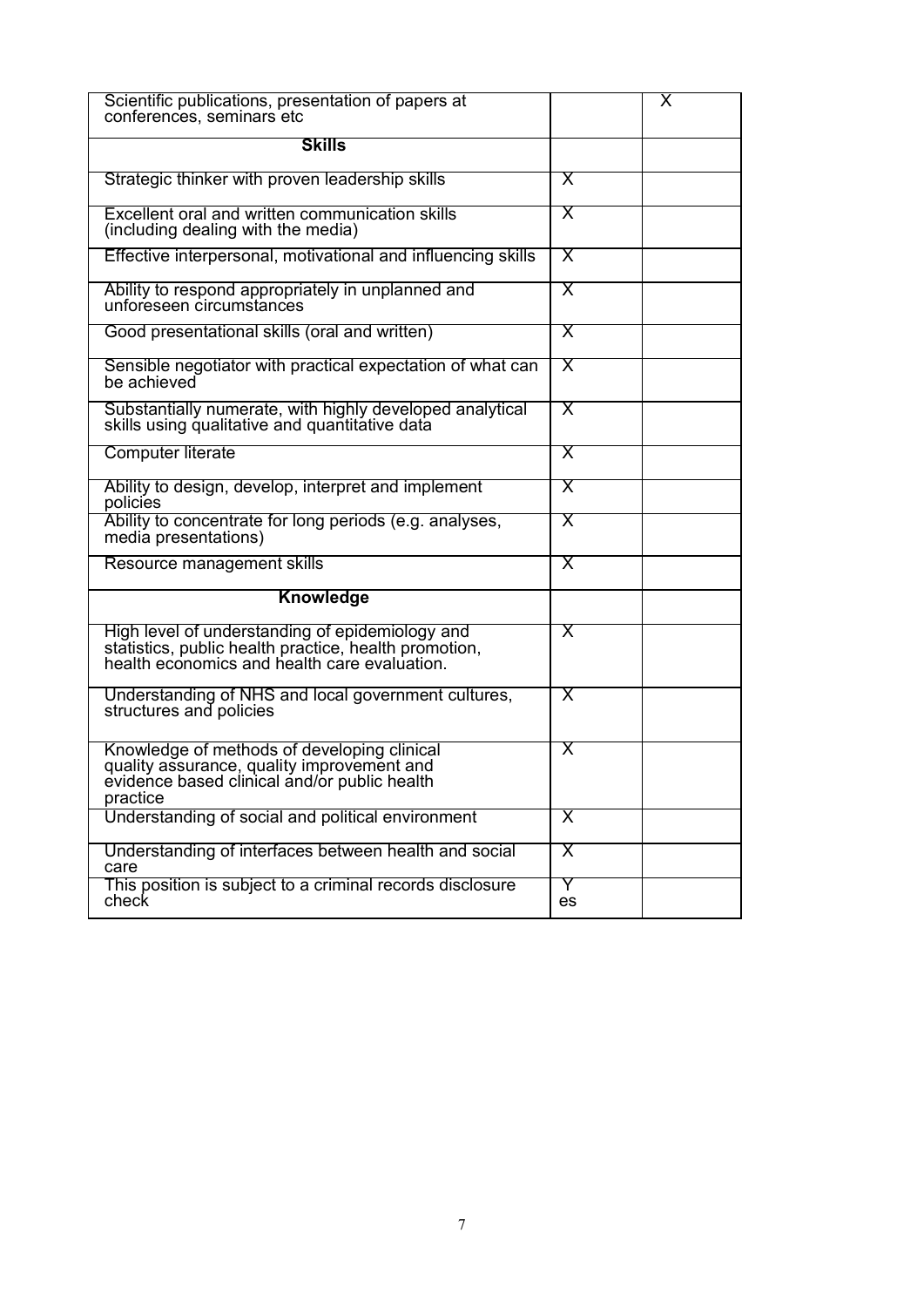| | | |
|---|---|---|
| Scientific publications, presentation of papers at conferences, seminars etc | | X |
| **Skills** | | |
| Strategic thinker with proven leadership skills | X | |
| Excellent oral and written communication skills (including dealing with the media) | X | |
| Effective interpersonal, motivational and influencing skills | X | |
| Ability to respond appropriately in unplanned and unforeseen circumstances | X | |
| Good presentational skills (oral and written) | X | |
| Sensible negotiator with practical expectation of what can be achieved | X | |
| Substantially numerate, with highly developed analytical skills using qualitative and quantitative data | X | |
| Computer literate | X | |
| Ability to design, develop, interpret and implement policies | X | |
| Ability to concentrate for long periods (e.g. analyses, media presentations) | X | |
| Resource management skills | X | |
| **Knowledge** | | |
| High level of understanding of epidemiology and statistics, public health practice, health promotion, health economics and health care evaluation. | X | |
| Understanding of NHS and local government cultures, structures and policies | X | |
| Knowledge of methods of developing clinical quality assurance, quality improvement and evidence based clinical and/or public health practice | X | |
| Understanding of social and political environment | X | |
| Understanding of interfaces between health and social care | X | |
| This position is subject to a criminal records disclosure check | Yes | |